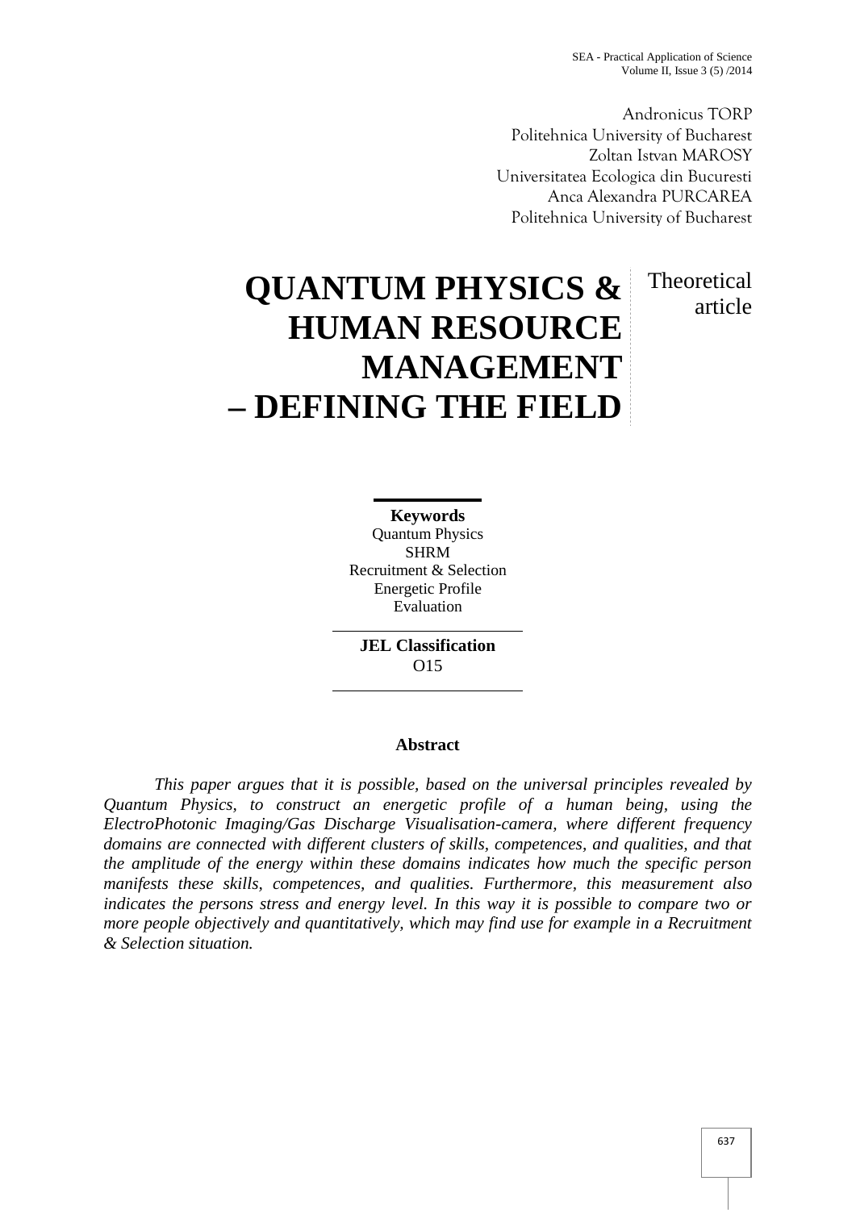Andronicus TORP
Politehnica University of Bucharest
Zoltan Istvan MAROSY
Universitatea Ecologica din Bucuresti
Anca Alexandra PURCAREA
Politehnica University of Bucharest

# QUANTUM PHYSICS & HUMAN RESOURCE MANAGEMENT – DEFINING THE FIELD

Theoretical article

**Keywords**
Quantum Physics
SHRM
Recruitment & Selection
Energetic Profile
Evaluation

**JEL Classification**
O15

## Abstract

*This paper argues that it is possible, based on the universal principles revealed by Quantum Physics, to construct an energetic profile of a human being, using the ElectroPhotonic Imaging/Gas Discharge Visualisation-camera, where different frequency domains are connected with different clusters of skills, competences, and qualities, and that the amplitude of the energy within these domains indicates how much the specific person manifests these skills, competences, and qualities. Furthermore, this measurement also indicates the persons stress and energy level. In this way it is possible to compare two or more people objectively and quantitatively, which may find use for example in a Recruitment & Selection situation.*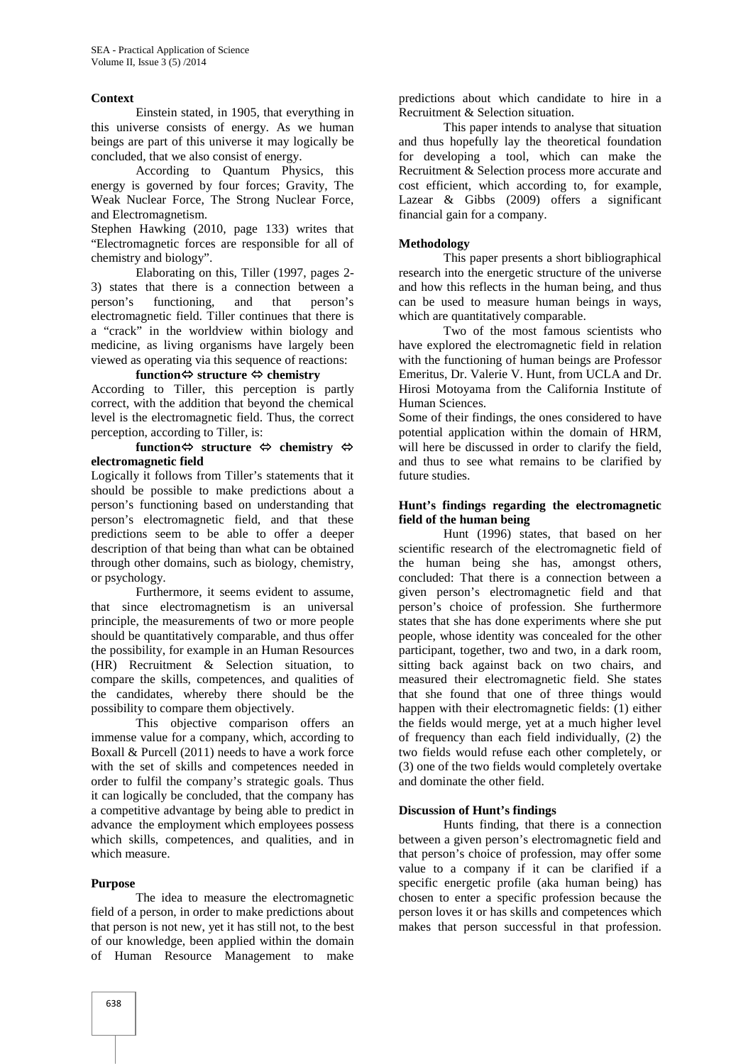**Context**

Einstein stated, in 1905, that everything in this universe consists of energy. As we human beings are part of this universe it may logically be concluded, that we also consist of energy.

According to Quantum Physics, this energy is governed by four forces; Gravity, The Weak Nuclear Force, The Strong Nuclear Force, and Electromagnetism.

Stephen Hawking (2010, page 133) writes that "Electromagnetic forces are responsible for all of chemistry and biology".

Elaborating on this, Tiller (1997, pages 2-3) states that there is a connection between a person's functioning, and that person's electromagnetic field. Tiller continues that there is a "crack" in the worldview within biology and medicine, as living organisms have largely been viewed as operating via this sequence of reactions:

**function⇔ structure ⇔ chemistry**

According to Tiller, this perception is partly correct, with the addition that beyond the chemical level is the electromagnetic field. Thus, the correct perception, according to Tiller, is:

**function⇔ structure ⇔ chemistry ⇔ electromagnetic field**

Logically it follows from Tiller's statements that it should be possible to make predictions about a person's functioning based on understanding that person's electromagnetic field, and that these predictions seem to be able to offer a deeper description of that being than what can be obtained through other domains, such as biology, chemistry, or psychology.

Furthermore, it seems evident to assume, that since electromagnetism is an universal principle, the measurements of two or more people should be quantitatively comparable, and thus offer the possibility, for example in an Human Resources (HR) Recruitment & Selection situation, to compare the skills, competences, and qualities of the candidates, whereby there should be the possibility to compare them objectively.

This objective comparison offers an immense value for a company, which, according to Boxall & Purcell (2011) needs to have a work force with the set of skills and competences needed in order to fulfil the company's strategic goals. Thus it can logically be concluded, that the company has a competitive advantage by being able to predict in advance the employment which employees possess which skills, competences, and qualities, and in which measure.

**Purpose**

The idea to measure the electromagnetic field of a person, in order to make predictions about that person is not new, yet it has still not, to the best of our knowledge, been applied within the domain of Human Resource Management to make predictions about which candidate to hire in a Recruitment & Selection situation.

This paper intends to analyse that situation and thus hopefully lay the theoretical foundation for developing a tool, which can make the Recruitment & Selection process more accurate and cost efficient, which according to, for example, Lazear & Gibbs (2009) offers a significant financial gain for a company.

**Methodology**

This paper presents a short bibliographical research into the energetic structure of the universe and how this reflects in the human being, and thus can be used to measure human beings in ways, which are quantitatively comparable.

Two of the most famous scientists who have explored the electromagnetic field in relation with the functioning of human beings are Professor Emeritus, Dr. Valerie V. Hunt, from UCLA and Dr. Hirosi Motoyama from the California Institute of Human Sciences.

Some of their findings, the ones considered to have potential application within the domain of HRM, will here be discussed in order to clarify the field, and thus to see what remains to be clarified by future studies.

**Hunt's findings regarding the electromagnetic field of the human being**

Hunt (1996) states, that based on her scientific research of the electromagnetic field of the human being she has, amongst others, concluded: That there is a connection between a given person's electromagnetic field and that person's choice of profession. She furthermore states that she has done experiments where she put people, whose identity was concealed for the other participant, together, two and two, in a dark room, sitting back against back on two chairs, and measured their electromagnetic field. She states that she found that one of three things would happen with their electromagnetic fields: (1) either the fields would merge, yet at a much higher level of frequency than each field individually, (2) the two fields would refuse each other completely, or (3) one of the two fields would completely overtake and dominate the other field.

**Discussion of Hunt's findings**

Hunts finding, that there is a connection between a given person's electromagnetic field and that person's choice of profession, may offer some value to a company if it can be clarified if a specific energetic profile (aka human being) has chosen to enter a specific profession because the person loves it or has skills and competences which makes that person successful in that profession.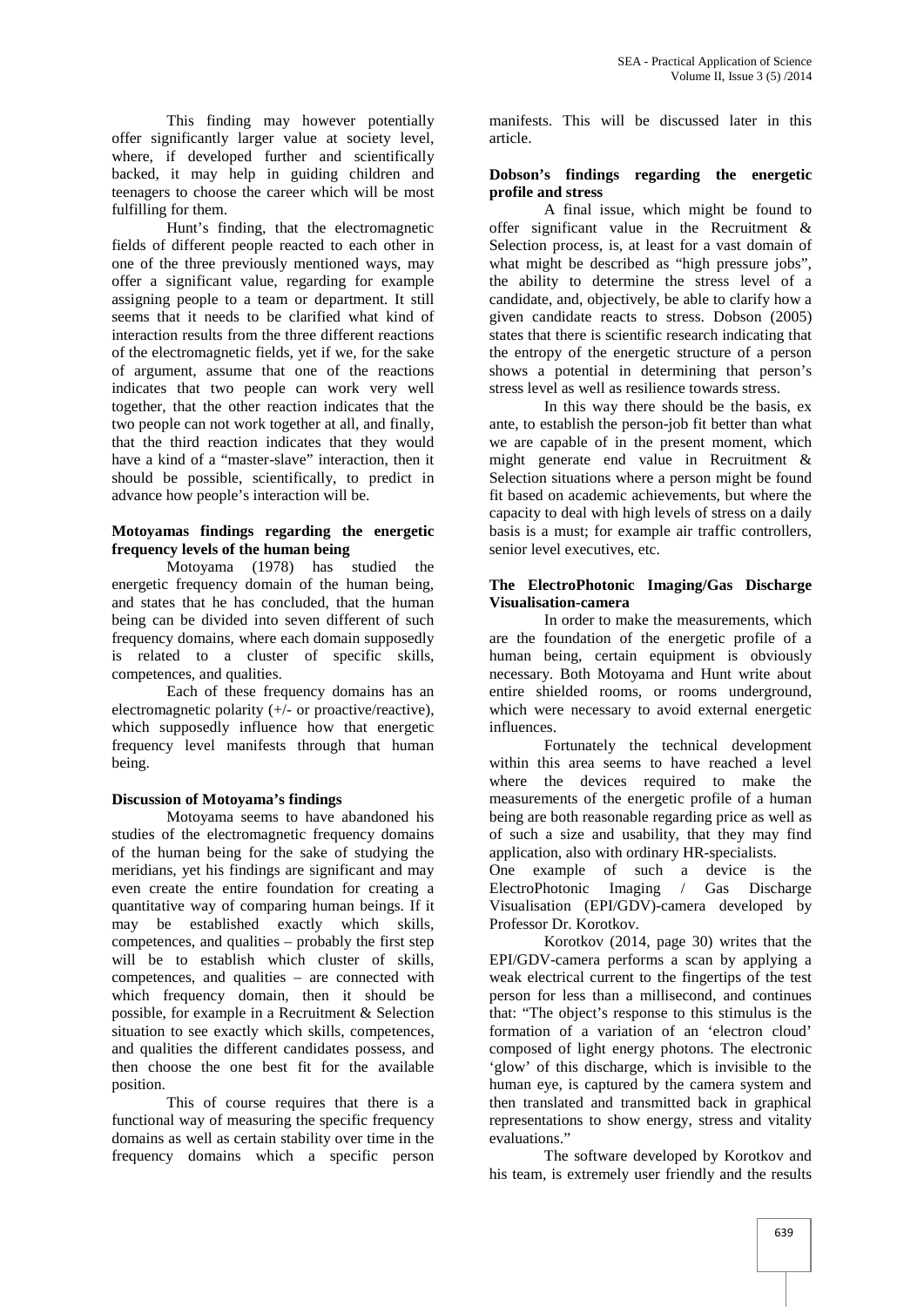This finding may however potentially offer significantly larger value at society level, where, if developed further and scientifically backed, it may help in guiding children and teenagers to choose the career which will be most fulfilling for them.

Hunt's finding, that the electromagnetic fields of different people reacted to each other in one of the three previously mentioned ways, may offer a significant value, regarding for example assigning people to a team or department. It still seems that it needs to be clarified what kind of interaction results from the three different reactions of the electromagnetic fields, yet if we, for the sake of argument, assume that one of the reactions indicates that two people can work very well together, that the other reaction indicates that the two people can not work together at all, and finally, that the third reaction indicates that they would have a kind of a "master-slave" interaction, then it should be possible, scientifically, to predict in advance how people's interaction will be.

**Motoyamas findings regarding the energetic frequency levels of the human being**

Motoyama (1978) has studied the energetic frequency domain of the human being, and states that he has concluded, that the human being can be divided into seven different of such frequency domains, where each domain supposedly is related to a cluster of specific skills, competences, and qualities.

Each of these frequency domains has an electromagnetic polarity (+/- or proactive/reactive), which supposedly influence how that energetic frequency level manifests through that human being.

**Discussion of Motoyama's findings**

Motoyama seems to have abandoned his studies of the electromagnetic frequency domains of the human being for the sake of studying the meridians, yet his findings are significant and may even create the entire foundation for creating a quantitative way of comparing human beings. If it may be established exactly which skills, competences, and qualities – probably the first step will be to establish which cluster of skills, competences, and qualities – are connected with which frequency domain, then it should be possible, for example in a Recruitment & Selection situation to see exactly which skills, competences, and qualities the different candidates possess, and then choose the one best fit for the available position.

This of course requires that there is a functional way of measuring the specific frequency domains as well as certain stability over time in the frequency domains which a specific person manifests. This will be discussed later in this article.

**Dobson's findings regarding the energetic profile and stress**

A final issue, which might be found to offer significant value in the Recruitment & Selection process, is, at least for a vast domain of what might be described as "high pressure jobs", the ability to determine the stress level of a candidate, and, objectively, be able to clarify how a given candidate reacts to stress. Dobson (2005) states that there is scientific research indicating that the entropy of the energetic structure of a person shows a potential in determining that person's stress level as well as resilience towards stress.

In this way there should be the basis, ex ante, to establish the person-job fit better than what we are capable of in the present moment, which might generate end value in Recruitment & Selection situations where a person might be found fit based on academic achievements, but where the capacity to deal with high levels of stress on a daily basis is a must; for example air traffic controllers, senior level executives, etc.

**The ElectroPhotonic Imaging/Gas Discharge Visualisation-camera**

In order to make the measurements, which are the foundation of the energetic profile of a human being, certain equipment is obviously necessary. Both Motoyama and Hunt write about entire shielded rooms, or rooms underground, which were necessary to avoid external energetic influences.

Fortunately the technical development within this area seems to have reached a level where the devices required to make the measurements of the energetic profile of a human being are both reasonable regarding price as well as of such a size and usability, that they may find application, also with ordinary HR-specialists.

One example of such a device is the ElectroPhotonic Imaging / Gas Discharge Visualisation (EPI/GDV)-camera developed by Professor Dr. Korotkov.

Korotkov (2014, page 30) writes that the EPI/GDV-camera performs a scan by applying a weak electrical current to the fingertips of the test person for less than a millisecond, and continues that: "The object's response to this stimulus is the formation of a variation of an 'electron cloud' composed of light energy photons. The electronic 'glow' of this discharge, which is invisible to the human eye, is captured by the camera system and then translated and transmitted back in graphical representations to show energy, stress and vitality evaluations."

The software developed by Korotkov and his team, is extremely user friendly and the results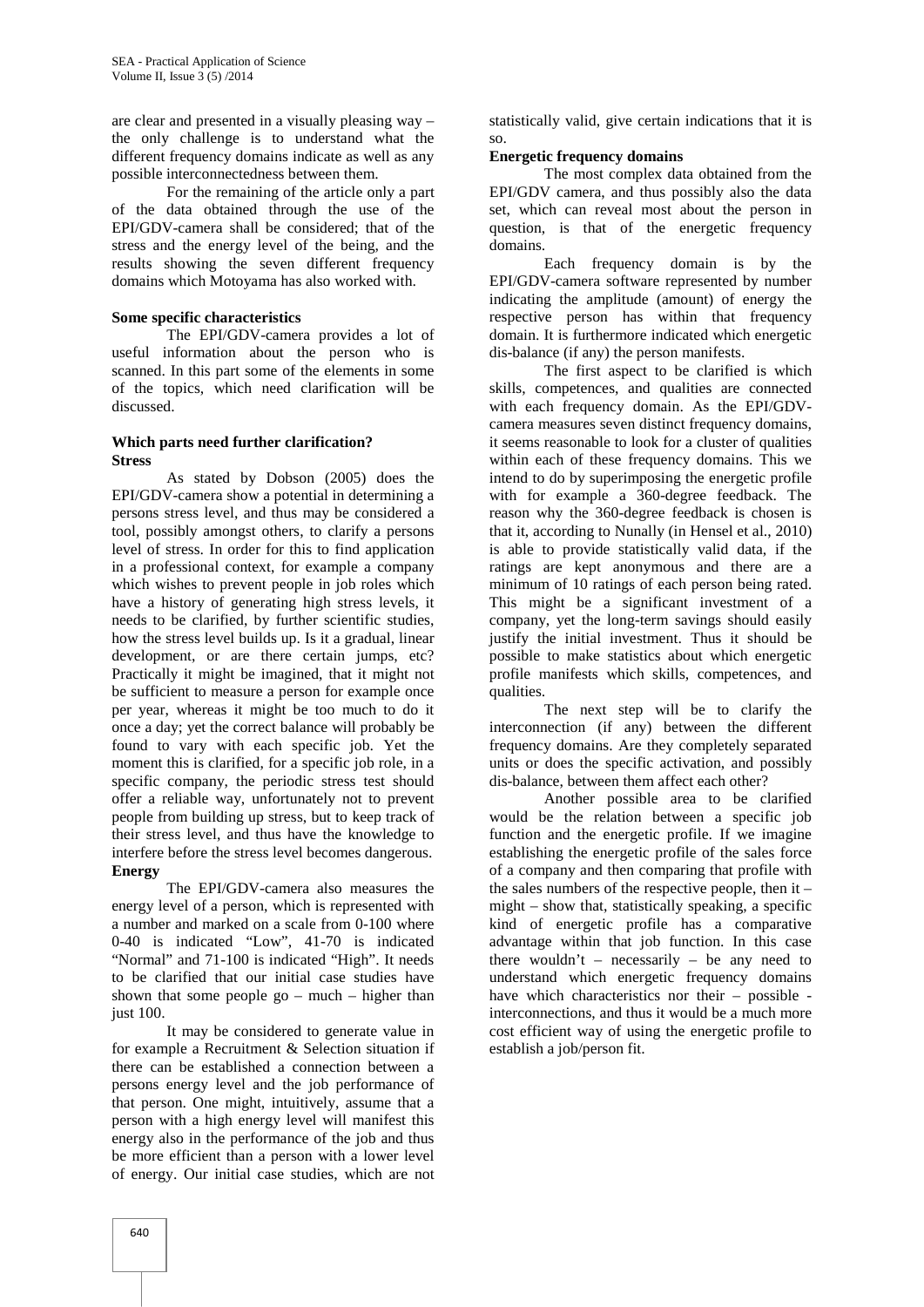are clear and presented in a visually pleasing way – the only challenge is to understand what the different frequency domains indicate as well as any possible interconnectedness between them.

For the remaining of the article only a part of the data obtained through the use of the EPI/GDV-camera shall be considered; that of the stress and the energy level of the being, and the results showing the seven different frequency domains which Motoyama has also worked with.

**Some specific characteristics**

The EPI/GDV-camera provides a lot of useful information about the person who is scanned. In this part some of the elements in some of the topics, which need clarification will be discussed.

**Which parts need further clarification?**

**Stress**

As stated by Dobson (2005) does the EPI/GDV-camera show a potential in determining a persons stress level, and thus may be considered a tool, possibly amongst others, to clarify a persons level of stress. In order for this to find application in a professional context, for example a company which wishes to prevent people in job roles which have a history of generating high stress levels, it needs to be clarified, by further scientific studies, how the stress level builds up. Is it a gradual, linear development, or are there certain jumps, etc? Practically it might be imagined, that it might not be sufficient to measure a person for example once per year, whereas it might be too much to do it once a day; yet the correct balance will probably be found to vary with each specific job. Yet the moment this is clarified, for a specific job role, in a specific company, the periodic stress test should offer a reliable way, unfortunately not to prevent people from building up stress, but to keep track of their stress level, and thus have the knowledge to interfere before the stress level becomes dangerous.

**Energy**

The EPI/GDV-camera also measures the energy level of a person, which is represented with a number and marked on a scale from 0-100 where 0-40 is indicated "Low", 41-70 is indicated "Normal" and 71-100 is indicated "High". It needs to be clarified that our initial case studies have shown that some people go – much – higher than just 100.

It may be considered to generate value in for example a Recruitment & Selection situation if there can be established a connection between a persons energy level and the job performance of that person. One might, intuitively, assume that a person with a high energy level will manifest this energy also in the performance of the job and thus be more efficient than a person with a lower level of energy. Our initial case studies, which are not statistically valid, give certain indications that it is so.

**Energetic frequency domains**

The most complex data obtained from the EPI/GDV camera, and thus possibly also the data set, which can reveal most about the person in question, is that of the energetic frequency domains.

Each frequency domain is by the EPI/GDV-camera software represented by number indicating the amplitude (amount) of energy the respective person has within that frequency domain. It is furthermore indicated which energetic dis-balance (if any) the person manifests.

The first aspect to be clarified is which skills, competences, and qualities are connected with each frequency domain. As the EPI/GDV-camera measures seven distinct frequency domains, it seems reasonable to look for a cluster of qualities within each of these frequency domains. This we intend to do by superimposing the energetic profile with for example a 360-degree feedback. The reason why the 360-degree feedback is chosen is that it, according to Nunally (in Hensel et al., 2010) is able to provide statistically valid data, if the ratings are kept anonymous and there are a minimum of 10 ratings of each person being rated. This might be a significant investment of a company, yet the long-term savings should easily justify the initial investment. Thus it should be possible to make statistics about which energetic profile manifests which skills, competences, and qualities.

The next step will be to clarify the interconnection (if any) between the different frequency domains. Are they completely separated units or does the specific activation, and possibly dis-balance, between them affect each other?

Another possible area to be clarified would be the relation between a specific job function and the energetic profile. If we imagine establishing the energetic profile of the sales force of a company and then comparing that profile with the sales numbers of the respective people, then it – might – show that, statistically speaking, a specific kind of energetic profile has a comparative advantage within that job function. In this case there wouldn't – necessarily – be any need to understand which energetic frequency domains have which characteristics nor their – possible - interconnections, and thus it would be a much more cost efficient way of using the energetic profile to establish a job/person fit.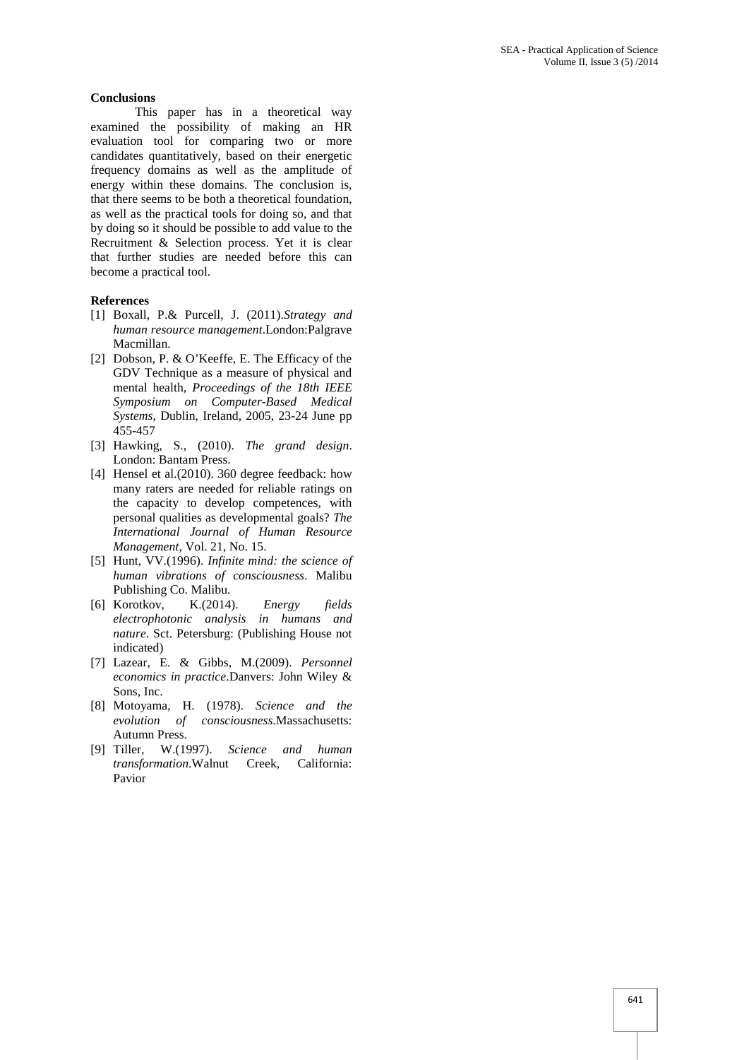## Conclusions

This paper has in a theoretical way examined the possibility of making an HR evaluation tool for comparing two or more candidates quantitatively, based on their energetic frequency domains as well as the amplitude of energy within these domains. The conclusion is, that there seems to be both a theoretical foundation, as well as the practical tools for doing so, and that by doing so it should be possible to add value to the Recruitment & Selection process. Yet it is clear that further studies are needed before this can become a practical tool.

## References

[1] Boxall, P.& Purcell, J. (2011).*Strategy and human resource management*.London:Palgrave Macmillan.

[2] Dobson, P. & O'Keeffe, E. The Efficacy of the GDV Technique as a measure of physical and mental health, *Proceedings of the 18th IEEE Symposium on Computer-Based Medical Systems*, Dublin, Ireland, 2005, 23-24 June pp 455-457

[3] Hawking, S., (2010). *The grand design*. London: Bantam Press.

[4] Hensel et al.(2010). 360 degree feedback: how many raters are needed for reliable ratings on the capacity to develop competences, with personal qualities as developmental goals? *The International Journal of Human Resource Management*, Vol. 21, No. 15.

[5] Hunt, VV.(1996). *Infinite mind: the science of human vibrations of consciousness*. Malibu Publishing Co. Malibu.

[6] Korotkov, K.(2014). *Energy fields electrophotonic analysis in humans and nature*. Sct. Petersburg: (Publishing House not indicated)

[7] Lazear, E. & Gibbs, M.(2009). *Personnel economics in practice*.Danvers: John Wiley & Sons, Inc.

[8] Motoyama, H. (1978). *Science and the evolution of consciousness*.Massachusetts: Autumn Press.

[9] Tiller, W.(1997). *Science and human transformation*.Walnut Creek, California: Pavior